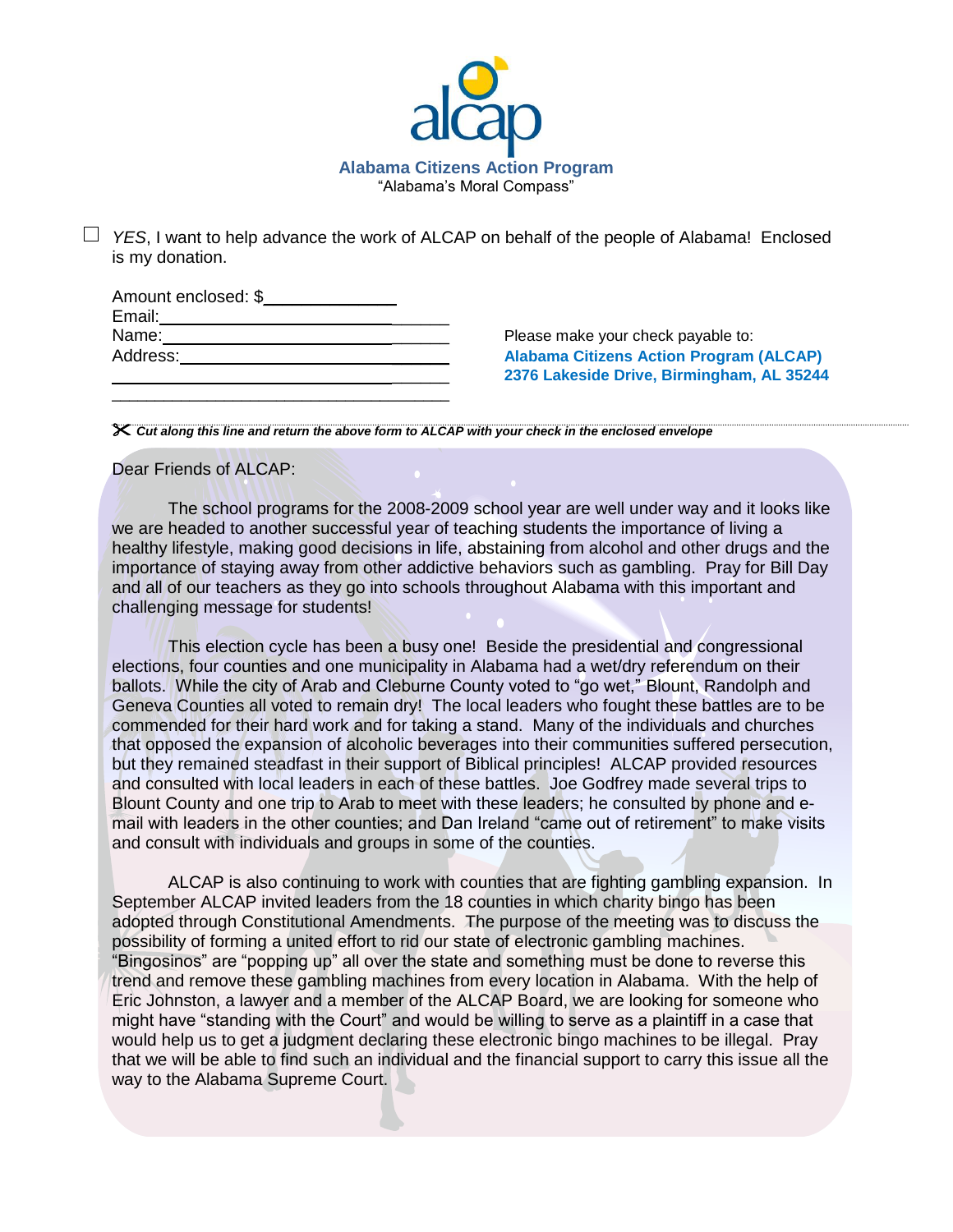alcap

**Alabama Citizens Action Program**

"Alabama's Moral Compass"

☐ *YES*, I want to help advance the work of ALCAP on behalf of the people of Alabama! Enclosed is my donation.

Amount enclosed: $______________
Email:______________________________
Name:______________________________
Address:____________________________
____________________________________
____________________________________

Please make your check payable to:
**Alabama Citizens Action Program (ALCAP)**
**2376 Lakeside Drive, Birmingham, AL 35244**

✂ ***Cut along this line and return the above form to ALCAP with your check in the enclosed envelope***

Dear Friends of ALCAP:

The school programs for the 2008-2009 school year are well under way and it looks like we are headed to another successful year of teaching students the importance of living a healthy lifestyle, making good decisions in life, abstaining from alcohol and other drugs and the importance of staying away from other addictive behaviors such as gambling. Pray for Bill Day and all of our teachers as they go into schools throughout Alabama with this important and challenging message for students!

This election cycle has been a busy one! Beside the presidential and congressional elections, four counties and one municipality in Alabama had a wet/dry referendum on their ballots. While the city of Arab and Cleburne County voted to "go wet," Blount, Randolph and Geneva Counties all voted to remain dry! The local leaders who fought these battles are to be commended for their hard work and for taking a stand. Many of the individuals and churches that opposed the expansion of alcoholic beverages into their communities suffered persecution, but they remained steadfast in their support of Biblical principles! ALCAP provided resources and consulted with local leaders in each of these battles. Joe Godfrey made several trips to Blount County and one trip to Arab to meet with these leaders; he consulted by phone and e-mail with leaders in the other counties; and Dan Ireland "came out of retirement" to make visits and consult with individuals and groups in some of the counties.

ALCAP is also continuing to work with counties that are fighting gambling expansion. In September ALCAP invited leaders from the 18 counties in which charity bingo has been adopted through Constitutional Amendments. The purpose of the meeting was to discuss the possibility of forming a united effort to rid our state of electronic gambling machines. "Bingosinos" are "popping up" all over the state and something must be done to reverse this trend and remove these gambling machines from every location in Alabama. With the help of Eric Johnston, a lawyer and a member of the ALCAP Board, we are looking for someone who might have "standing with the Court" and would be willing to serve as a plaintiff in a case that would help us to get a judgment declaring these electronic bingo machines to be illegal. Pray that we will be able to find such an individual and the financial support to carry this issue all the way to the Alabama Supreme Court.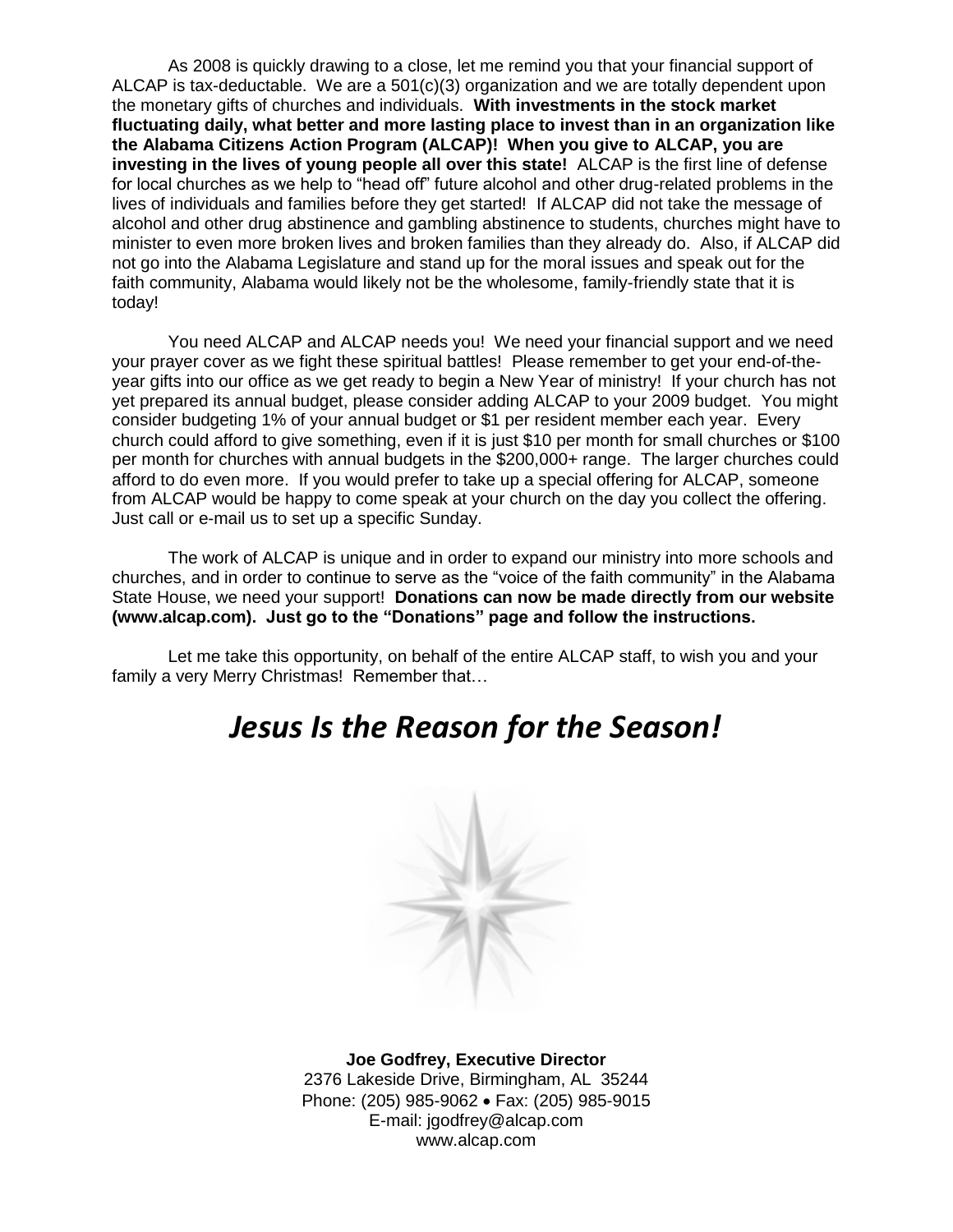As 2008 is quickly drawing to a close, let me remind you that your financial support of ALCAP is tax-deductable. We are a 501(c)(3) organization and we are totally dependent upon the monetary gifts of churches and individuals. **With investments in the stock market fluctuating daily, what better and more lasting place to invest than in an organization like the Alabama Citizens Action Program (ALCAP)! When you give to ALCAP, you are investing in the lives of young people all over this state!** ALCAP is the first line of defense for local churches as we help to "head off" future alcohol and other drug-related problems in the lives of individuals and families before they get started! If ALCAP did not take the message of alcohol and other drug abstinence and gambling abstinence to students, churches might have to minister to even more broken lives and broken families than they already do. Also, if ALCAP did not go into the Alabama Legislature and stand up for the moral issues and speak out for the faith community, Alabama would likely not be the wholesome, family-friendly state that it is today!

You need ALCAP and ALCAP needs you! We need your financial support and we need your prayer cover as we fight these spiritual battles! Please remember to get your end-of-the-year gifts into our office as we get ready to begin a New Year of ministry! If your church has not yet prepared its annual budget, please consider adding ALCAP to your 2009 budget. You might consider budgeting 1% of your annual budget or $1 per resident member each year. Every church could afford to give something, even if it is just $10 per month for small churches or $100 per month for churches with annual budgets in the $200,000+ range. The larger churches could afford to do even more. If you would prefer to take up a special offering for ALCAP, someone from ALCAP would be happy to come speak at your church on the day you collect the offering. Just call or e-mail us to set up a specific Sunday.

The work of ALCAP is unique and in order to expand our ministry into more schools and churches, and in order to continue to serve as the "voice of the faith community" in the Alabama State House, we need your support! **Donations can now be made directly from our website (www.alcap.com). Just go to the "Donations" page and follow the instructions.**

Let me take this opportunity, on behalf of the entire ALCAP staff, to wish you and your family a very Merry Christmas! Remember that…

# *Jesus Is the Reason for the Season!*

**Joe Godfrey, Executive Director**
2376 Lakeside Drive, Birmingham, AL 35244
Phone: (205) 985-9062 • Fax: (205) 985-9015
E-mail: jgodfrey@alcap.com
www.alcap.com